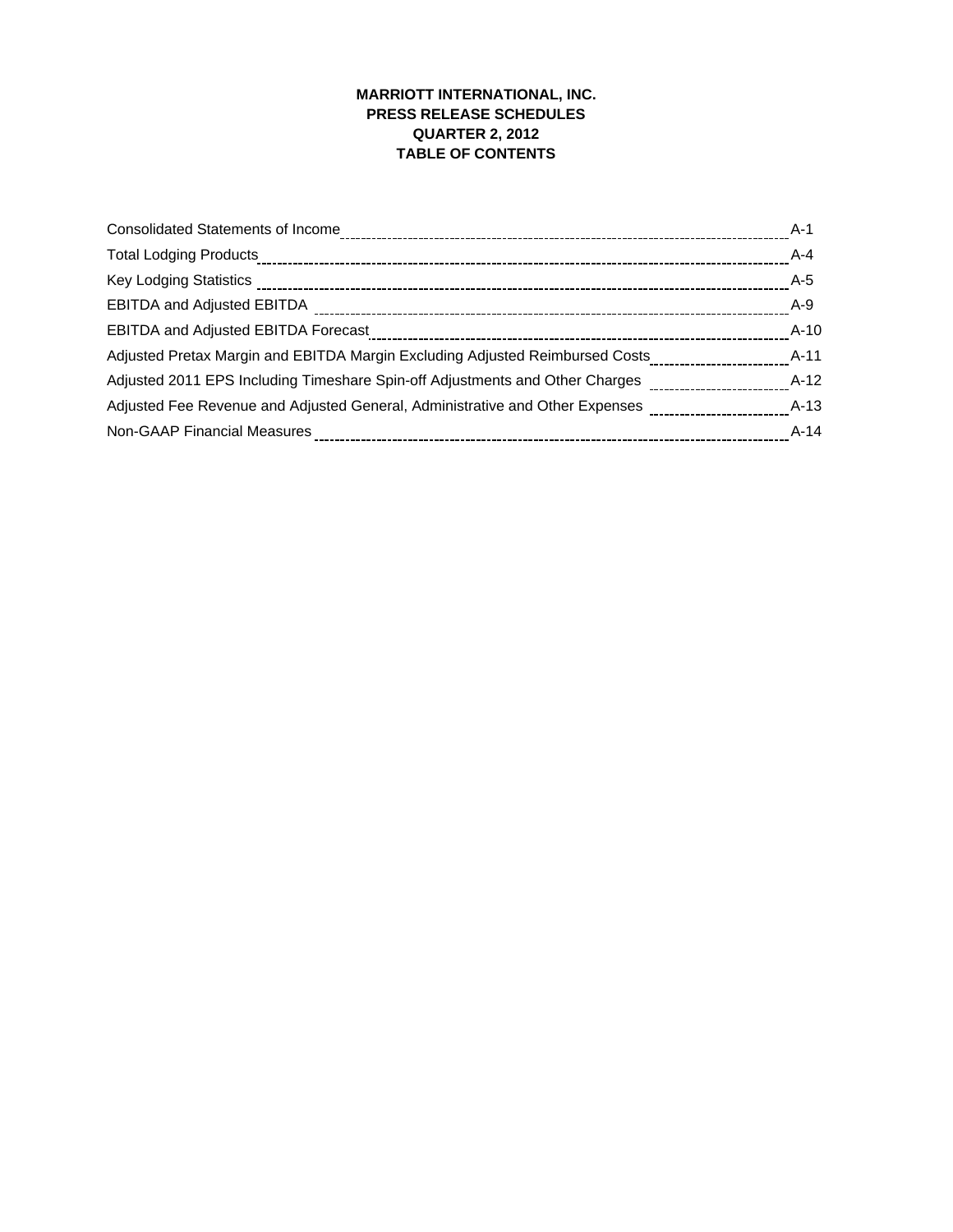# MARRIOTT INTERNATIONAL, INC.
## PRESS RELEASE SCHEDULES
## QUARTER 2, 2012
## TABLE OF CONTENTS

| | |
|---|---|
| Consolidated Statements of Income | A-1 |
| Total Lodging Products | A-4 |
| Key Lodging Statistics | A-5 |
| EBITDA and Adjusted EBITDA | A-9 |
| EBITDA and Adjusted EBITDA Forecast | A-10 |
| Adjusted Pretax Margin and EBITDA Margin Excluding Adjusted Reimbursed Costs | A-11 |
| Adjusted 2011 EPS Including Timeshare Spin-off Adjustments and Other Charges | A-12 |
| Adjusted Fee Revenue and Adjusted General, Administrative and Other Expenses | A-13 |
| Non-GAAP Financial Measures | A-14 |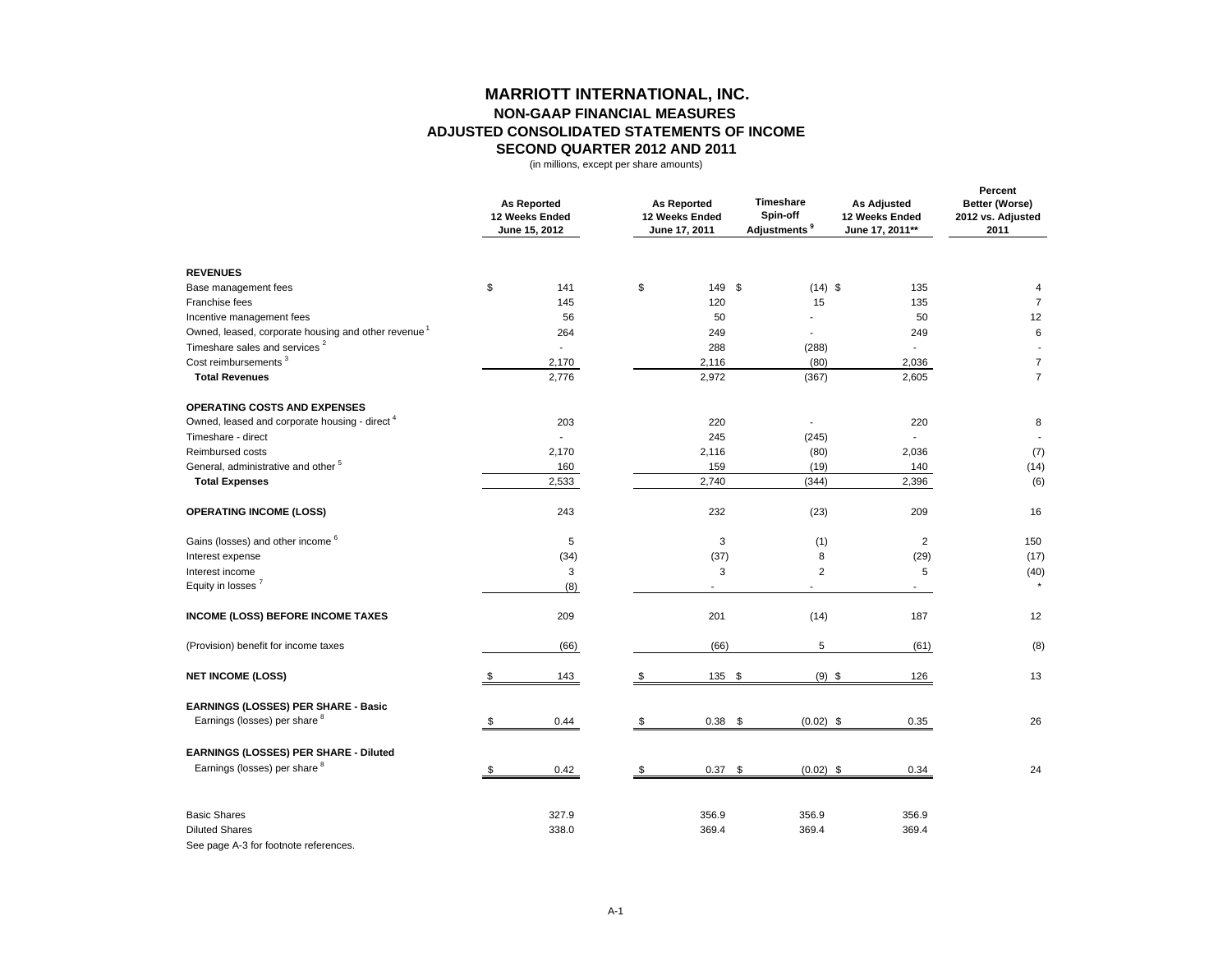# MARRIOTT INTERNATIONAL, INC.
## NON-GAAP FINANCIAL MEASURES
## ADJUSTED CONSOLIDATED STATEMENTS OF INCOME
## SECOND QUARTER 2012 AND 2011

(in millions, except per share amounts)

| | As Reported 12 Weeks Ended June 15, 2012 | As Reported 12 Weeks Ended June 17, 2011 | Timeshare Spin-off Adjustments [9] | As Adjusted 12 Weeks Ended June 17, 2011** | Percent Better (Worse) 2012 vs. Adjusted 2011 |
|---|---|---|---|---|---|
| **REVENUES** | | | | | |
| Base management fees | $ 141 | $ 149 | $ (14) | $ 135 | 4 |
| Franchise fees | 145 | 120 | 15 | 135 | 7 |
| Incentive management fees | 56 | 50 | - | 50 | 12 |
| Owned, leased, corporate housing and other revenue [1] | 264 | 249 | - | 249 | 6 |
| Timeshare sales and services [2] | - | 288 | (288) | - | - |
| Cost reimbursements [3] | 2,170 | 2,116 | (80) | 2,036 | 7 |
| **Total Revenues** | 2,776 | 2,972 | (367) | 2,605 | 7 |
| **OPERATING COSTS AND EXPENSES** | | | | | |
| Owned, leased and corporate housing - direct [4] | 203 | 220 | - | 220 | 8 |
| Timeshare - direct | - | 245 | (245) | - | - |
| Reimbursed costs | 2,170 | 2,116 | (80) | 2,036 | (7) |
| General, administrative and other [5] | 160 | 159 | (19) | 140 | (14) |
| **Total Expenses** | 2,533 | 2,740 | (344) | 2,396 | (6) |
| **OPERATING INCOME (LOSS)** | 243 | 232 | (23) | 209 | 16 |
| Gains (losses) and other income [6] | 5 | 3 | (1) | 2 | 150 |
| Interest expense | (34) | (37) | 8 | (29) | (17) |
| Interest income | 3 | 3 | 2 | 5 | (40) |
| Equity in losses [7] | (8) | - | - | - | * |
| **INCOME (LOSS) BEFORE INCOME TAXES** | 209 | 201 | (14) | 187 | 12 |
| (Provision) benefit for income taxes | (66) | (66) | 5 | (61) | (8) |
| **NET INCOME (LOSS)** | $ 143 | $ 135 | $ (9) | $ 126 | 13 |
| **EARNINGS (LOSSES) PER SHARE - Basic** | | | | | |
| Earnings (losses) per share [8] | $ 0.44 | $ 0.38 | $ (0.02) | $ 0.35 | 26 |
| **EARNINGS (LOSSES) PER SHARE - Diluted** | | | | | |
| Earnings (losses) per share [8] | $ 0.42 | $ 0.37 | $ (0.02) | $ 0.34 | 24 |
| Basic Shares | 327.9 | 356.9 | 356.9 | 356.9 | |
| Diluted Shares | 338.0 | 369.4 | 369.4 | 369.4 | |

See page A-3 for footnote references.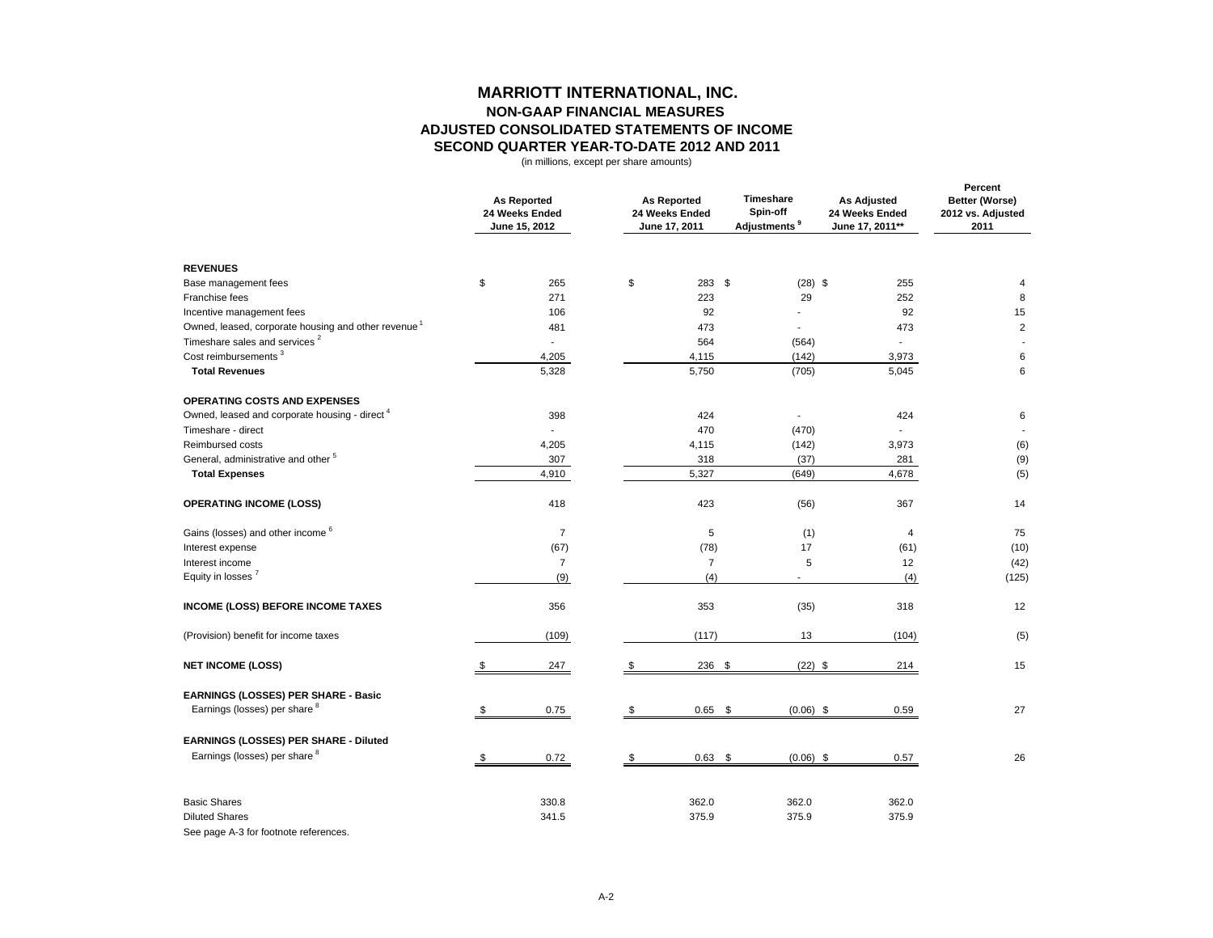# MARRIOTT INTERNATIONAL, INC.

## NON-GAAP FINANCIAL MEASURES
## ADJUSTED CONSOLIDATED STATEMENTS OF INCOME
## SECOND QUARTER YEAR-TO-DATE 2012 AND 2011

(in millions, except per share amounts)

| | As Reported 24 Weeks Ended June 15, 2012 | As Reported 24 Weeks Ended June 17, 2011 | Timeshare Spin-off Adjustments [9] | As Adjusted 24 Weeks Ended June 17, 2011** | Percent Better (Worse) 2012 vs. Adjusted 2011 |
|---|---|---|---|---|---|
| **REVENUES** | | | | | |
| Base management fees | $ 265 | $ 283 | $ (28) | $ 255 | 4 |
| Franchise fees | 271 | 223 | 29 | 252 | 8 |
| Incentive management fees | 106 | 92 | - | 92 | 15 |
| Owned, leased, corporate housing and other revenue [1] | 481 | 473 | - | 473 | 2 |
| Timeshare sales and services [2] | - | 564 | (564) | - | - |
| Cost reimbursements [3] | 4,205 | 4,115 | (142) | 3,973 | 6 |
| **Total Revenues** | 5,328 | 5,750 | (705) | 5,045 | 6 |
| **OPERATING COSTS AND EXPENSES** | | | | | |
| Owned, leased and corporate housing - direct [4] | 398 | 424 | - | 424 | 6 |
| Timeshare - direct | - | 470 | (470) | - | - |
| Reimbursed costs | 4,205 | 4,115 | (142) | 3,973 | (6) |
| General, administrative and other [5] | 307 | 318 | (37) | 281 | (9) |
| **Total Expenses** | 4,910 | 5,327 | (649) | 4,678 | (5) |
| **OPERATING INCOME (LOSS)** | 418 | 423 | (56) | 367 | 14 |
| Gains (losses) and other income [6] | 7 | 5 | (1) | 4 | 75 |
| Interest expense | (67) | (78) | 17 | (61) | (10) |
| Interest income | 7 | 7 | 5 | 12 | (42) |
| Equity in losses [7] | (9) | (4) | - | (4) | (125) |
| **INCOME (LOSS) BEFORE INCOME TAXES** | 356 | 353 | (35) | 318 | 12 |
| (Provision) benefit for income taxes | (109) | (117) | 13 | (104) | (5) |
| **NET INCOME (LOSS)** | $ 247 | $ 236 | $ (22) | $ 214 | 15 |
| **EARNINGS (LOSSES) PER SHARE - Basic** | | | | | |
| Earnings (losses) per share [8] | $ 0.75 | $ 0.65 | $ (0.06) | $ 0.59 | 27 |
| **EARNINGS (LOSSES) PER SHARE - Diluted** | | | | | |
| Earnings (losses) per share [8] | $ 0.72 | $ 0.63 | $ (0.06) | $ 0.57 | 26 |
| Basic Shares | 330.8 | 362.0 | 362.0 | 362.0 | |
| Diluted Shares | 341.5 | 375.9 | 375.9 | 375.9 | |

See page A-3 for footnote references.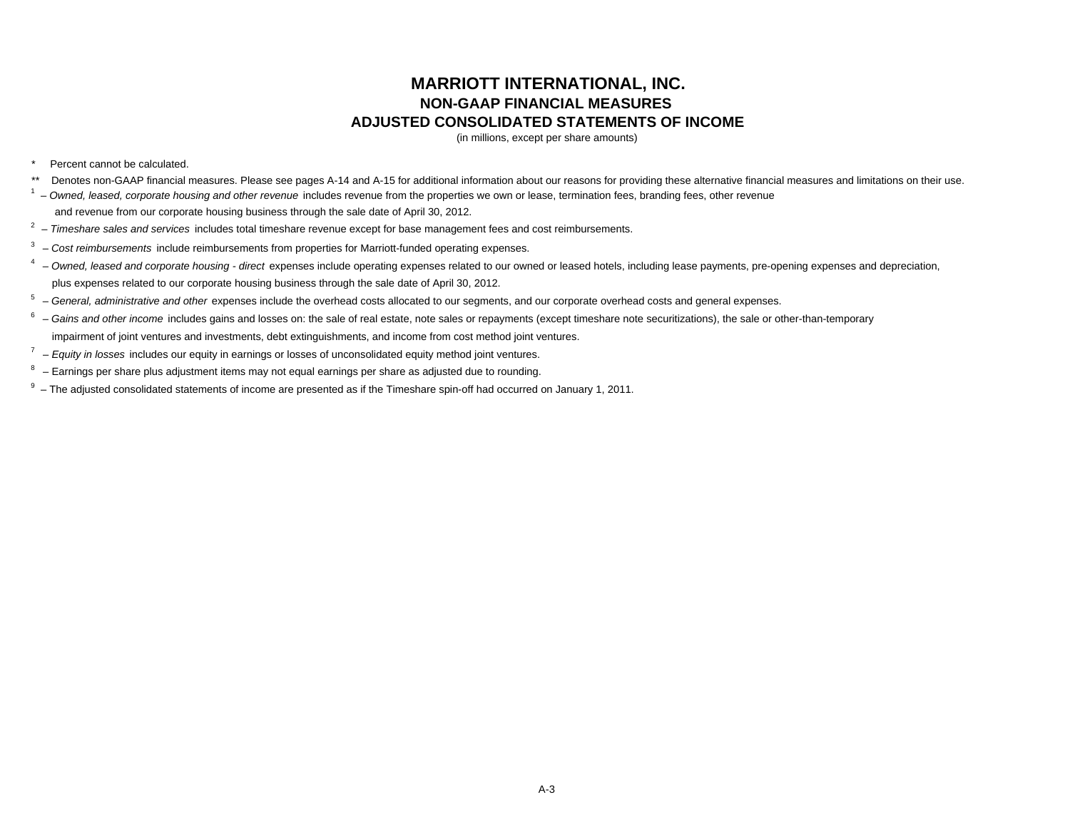# MARRIOTT INTERNATIONAL, INC.

## NON-GAAP FINANCIAL MEASURES

## ADJUSTED CONSOLIDATED STATEMENTS OF INCOME

(in millions, except per share amounts)

\* Percent cannot be calculated.

\** Denotes non-GAAP financial measures. Please see pages A-14 and A-15 for additional information about our reasons for providing these alternative financial measures and limitations on their use.

[1] – *Owned, leased, corporate housing and other revenue* includes revenue from the properties we own or lease, termination fees, branding fees, other revenue and revenue from our corporate housing business through the sale date of April 30, 2012.

[2] – *Timeshare sales and services* includes total timeshare revenue except for base management fees and cost reimbursements.

[3] – *Cost reimbursements* include reimbursements from properties for Marriott-funded operating expenses.

[4] – *Owned, leased and corporate housing - direct* expenses include operating expenses related to our owned or leased hotels, including lease payments, pre-opening expenses and depreciation, plus expenses related to our corporate housing business through the sale date of April 30, 2012.

[5] – *General, administrative and other* expenses include the overhead costs allocated to our segments, and our corporate overhead costs and general expenses.

[6] – *Gains and other income* includes gains and losses on: the sale of real estate, note sales or repayments (except timeshare note securitizations), the sale or other-than-temporary impairment of joint ventures and investments, debt extinguishments, and income from cost method joint ventures.

[7] – *Equity in losses* includes our equity in earnings or losses of unconsolidated equity method joint ventures.

[8] – Earnings per share plus adjustment items may not equal earnings per share as adjusted due to rounding.

[9] – The adjusted consolidated statements of income are presented as if the Timeshare spin-off had occurred on January 1, 2011.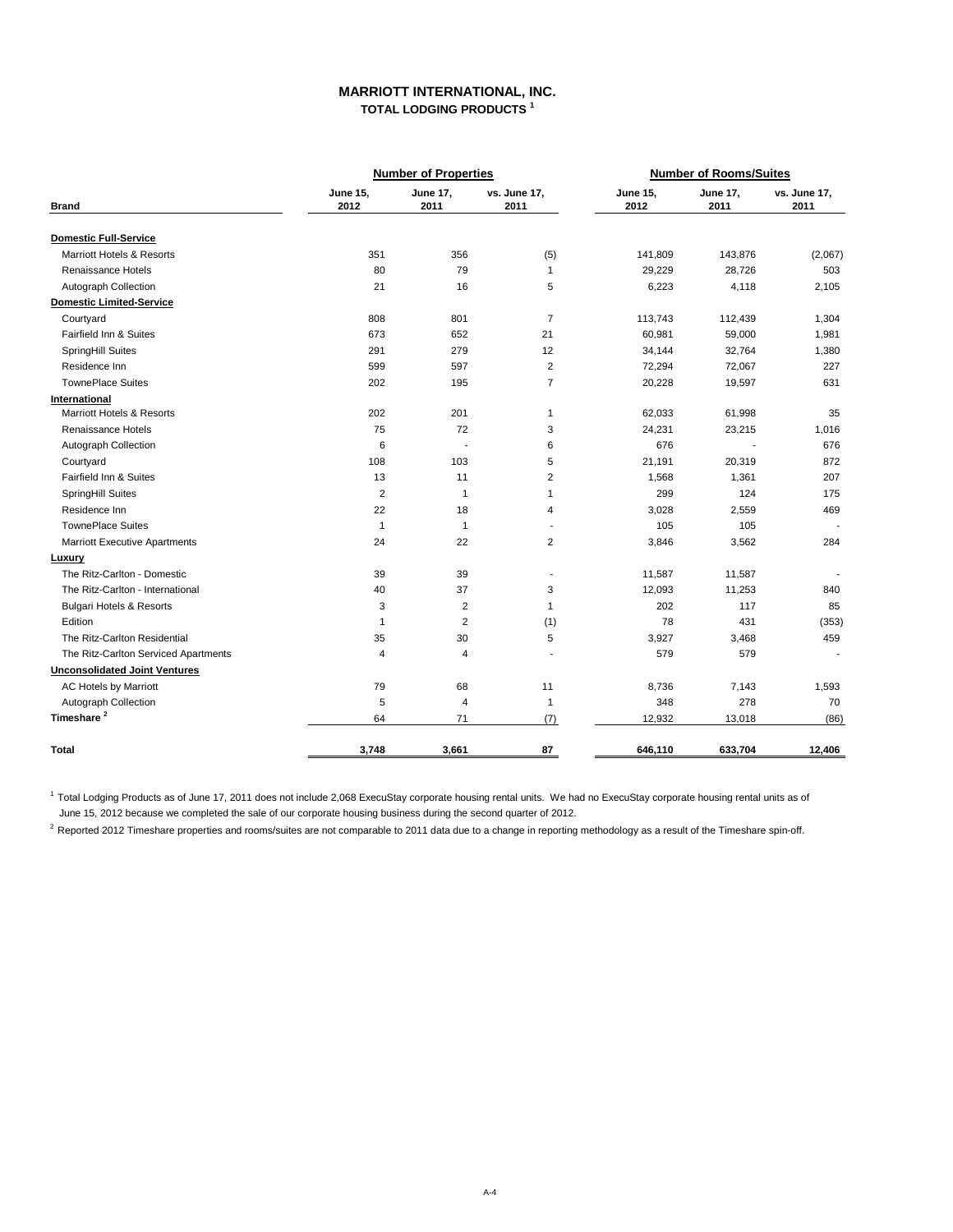# MARRIOTT INTERNATIONAL, INC.

## TOTAL LODGING PRODUCTS [1]

| Brand | Number of Properties | | | Number of Rooms/Suites | | |
|---|---|---|---|---|---|---|
| | June 15, 2012 | June 17, 2011 | vs. June 17, 2011 | June 15, 2012 | June 17, 2011 | vs. June 17, 2011 |
| **Domestic Full-Service** | | | | | | |
| Marriott Hotels & Resorts | 351 | 356 | (5) | 141,809 | 143,876 | (2,067) |
| Renaissance Hotels | 80 | 79 | 1 | 29,229 | 28,726 | 503 |
| Autograph Collection | 21 | 16 | 5 | 6,223 | 4,118 | 2,105 |
| **Domestic Limited-Service** | | | | | | |
| Courtyard | 808 | 801 | 7 | 113,743 | 112,439 | 1,304 |
| Fairfield Inn & Suites | 673 | 652 | 21 | 60,981 | 59,000 | 1,981 |
| SpringHill Suites | 291 | 279 | 12 | 34,144 | 32,764 | 1,380 |
| Residence Inn | 599 | 597 | 2 | 72,294 | 72,067 | 227 |
| TownePlace Suites | 202 | 195 | 7 | 20,228 | 19,597 | 631 |
| **International** | | | | | | |
| Marriott Hotels & Resorts | 202 | 201 | 1 | 62,033 | 61,998 | 35 |
| Renaissance Hotels | 75 | 72 | 3 | 24,231 | 23,215 | 1,016 |
| Autograph Collection | 6 | - | 6 | 676 | - | 676 |
| Courtyard | 108 | 103 | 5 | 21,191 | 20,319 | 872 |
| Fairfield Inn & Suites | 13 | 11 | 2 | 1,568 | 1,361 | 207 |
| SpringHill Suites | 2 | 1 | 1 | 299 | 124 | 175 |
| Residence Inn | 22 | 18 | 4 | 3,028 | 2,559 | 469 |
| TownePlace Suites | 1 | 1 | - | 105 | 105 | - |
| Marriott Executive Apartments | 24 | 22 | 2 | 3,846 | 3,562 | 284 |
| **Luxury** | | | | | | |
| The Ritz-Carlton - Domestic | 39 | 39 | - | 11,587 | 11,587 | - |
| The Ritz-Carlton - International | 40 | 37 | 3 | 12,093 | 11,253 | 840 |
| Bulgari Hotels & Resorts | 3 | 2 | 1 | 202 | 117 | 85 |
| Edition | 1 | 2 | (1) | 78 | 431 | (353) |
| The Ritz-Carlton Residential | 35 | 30 | 5 | 3,927 | 3,468 | 459 |
| The Ritz-Carlton Serviced Apartments | 4 | 4 | - | 579 | 579 | - |
| **Unconsolidated Joint Ventures** | | | | | | |
| AC Hotels by Marriott | 79 | 68 | 11 | 8,736 | 7,143 | 1,593 |
| Autograph Collection | 5 | 4 | 1 | 348 | 278 | 70 |
| **Timeshare [2]** | 64 | 71 | (7) | 12,932 | 13,018 | (86) |
| **Total** | **3,748** | **3,661** | **87** | **646,110** | **633,704** | **12,406** |

[1] Total Lodging Products as of June 17, 2011 does not include 2,068 ExecuStay corporate housing rental units. We had no ExecuStay corporate housing rental units as of June 15, 2012 because we completed the sale of our corporate housing business during the second quarter of 2012.

[2] Reported 2012 Timeshare properties and rooms/suites are not comparable to 2011 data due to a change in reporting methodology as a result of the Timeshare spin-off.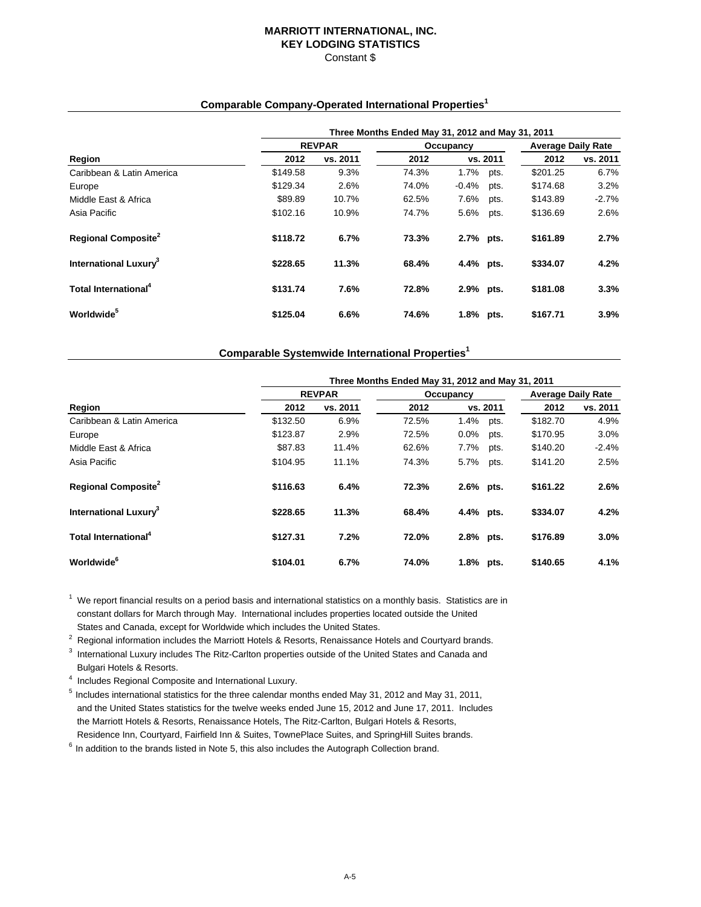# MARRIOTT INTERNATIONAL, INC.
## KEY LODGING STATISTICS
Constant $

### Comparable Company-Operated International Properties[1]

| | Three Months Ended May 31, 2012 and May 31, 2011 | | | | | |
|---|---|---|---|---|---|---|
| | REVPAR | | Occupancy | | Average Daily Rate | |
| Region | 2012 | vs. 2011 | 2012 | vs. 2011 | 2012 | vs. 2011 |
| Caribbean & Latin America | $149.58 | 9.3% | 74.3% | 1.7% pts. | $201.25 | 6.7% |
| Europe | $129.34 | 2.6% | 74.0% | -0.4% pts. | $174.68 | 3.2% |
| Middle East & Africa | $89.89 | 10.7% | 62.5% | 7.6% pts. | $143.89 | -2.7% |
| Asia Pacific | $102.16 | 10.9% | 74.7% | 5.6% pts. | $136.69 | 2.6% |
| **Regional Composite[2]** | **$118.72** | **6.7%** | **73.3%** | **2.7% pts.** | **$161.89** | **2.7%** |
| **International Luxury[3]** | **$228.65** | **11.3%** | **68.4%** | **4.4% pts.** | **$334.07** | **4.2%** |
| **Total International[4]** | **$131.74** | **7.6%** | **72.8%** | **2.9% pts.** | **$181.08** | **3.3%** |
| **Worldwide[5]** | **$125.04** | **6.6%** | **74.6%** | **1.8% pts.** | **$167.71** | **3.9%** |

### Comparable Systemwide International Properties[1]

| | Three Months Ended May 31, 2012 and May 31, 2011 | | | | | |
|---|---|---|---|---|---|---|
| | REVPAR | | Occupancy | | Average Daily Rate | |
| Region | 2012 | vs. 2011 | 2012 | vs. 2011 | 2012 | vs. 2011 |
| Caribbean & Latin America | $132.50 | 6.9% | 72.5% | 1.4% pts. | $182.70 | 4.9% |
| Europe | $123.87 | 2.9% | 72.5% | 0.0% pts. | $170.95 | 3.0% |
| Middle East & Africa | $87.83 | 11.4% | 62.6% | 7.7% pts. | $140.20 | -2.4% |
| Asia Pacific | $104.95 | 11.1% | 74.3% | 5.7% pts. | $141.20 | 2.5% |
| **Regional Composite[2]** | **$116.63** | **6.4%** | **72.3%** | **2.6% pts.** | **$161.22** | **2.6%** |
| **International Luxury[3]** | **$228.65** | **11.3%** | **68.4%** | **4.4% pts.** | **$334.07** | **4.2%** |
| **Total International[4]** | **$127.31** | **7.2%** | **72.0%** | **2.8% pts.** | **$176.89** | **3.0%** |
| **Worldwide[6]** | **$104.01** | **6.7%** | **74.0%** | **1.8% pts.** | **$140.65** | **4.1%** |

[1] We report financial results on a period basis and international statistics on a monthly basis. Statistics are in constant dollars for March through May. International includes properties located outside the United States and Canada, except for Worldwide which includes the United States.

[2] Regional information includes the Marriott Hotels & Resorts, Renaissance Hotels and Courtyard brands.

[3] International Luxury includes The Ritz-Carlton properties outside of the United States and Canada and Bulgari Hotels & Resorts.

[4] Includes Regional Composite and International Luxury.

[5] Includes international statistics for the three calendar months ended May 31, 2012 and May 31, 2011, and the United States statistics for the twelve weeks ended June 15, 2012 and June 17, 2011. Includes the Marriott Hotels & Resorts, Renaissance Hotels, The Ritz-Carlton, Bulgari Hotels & Resorts, Residence Inn, Courtyard, Fairfield Inn & Suites, TownePlace Suites, and SpringHill Suites brands.

[6] In addition to the brands listed in Note 5, this also includes the Autograph Collection brand.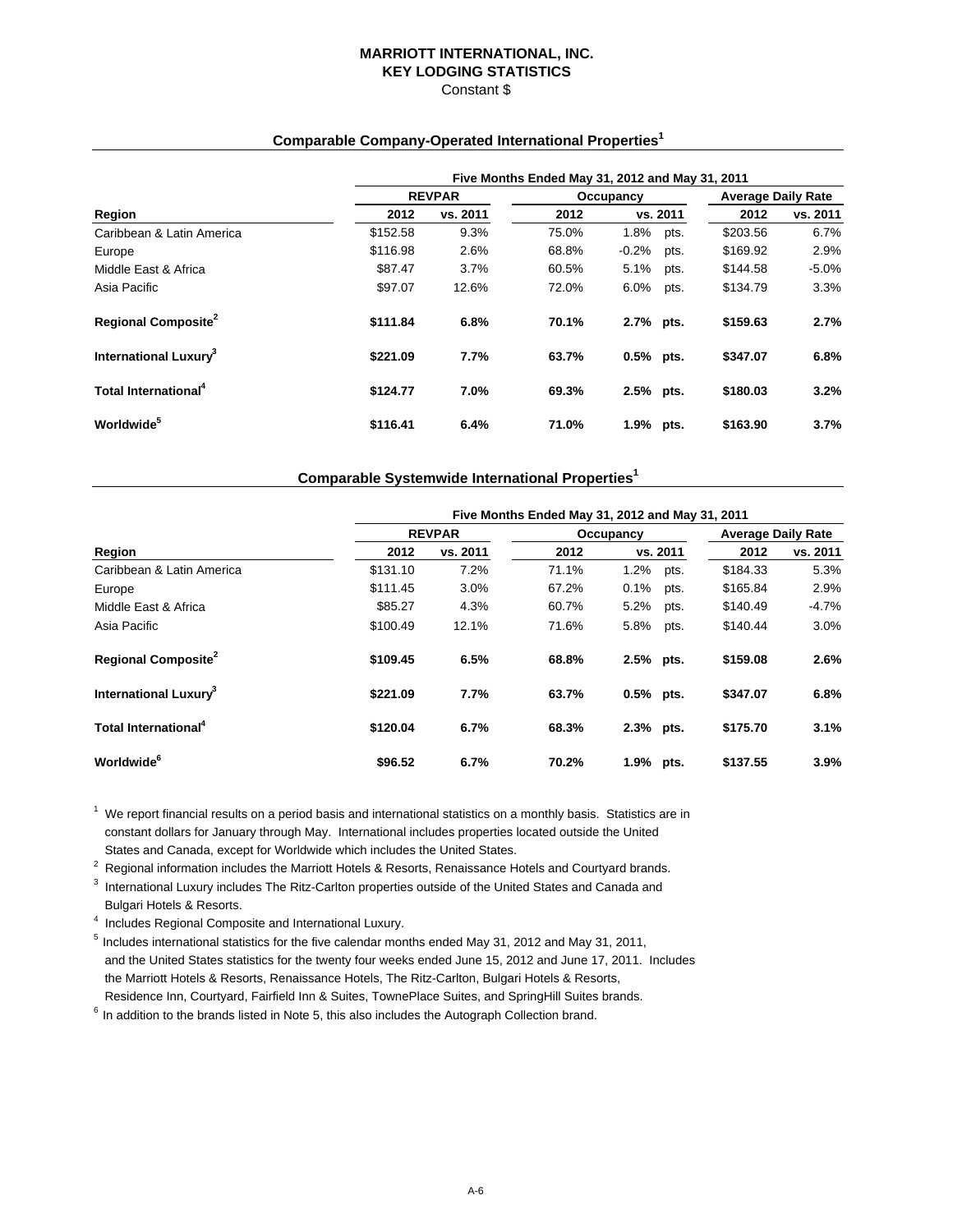# MARRIOTT INTERNATIONAL, INC.
## KEY LODGING STATISTICS
Constant $

### Comparable Company-Operated International Properties[1]

| | Five Months Ended May 31, 2012 and May 31, 2011 | | | | | |
|---|---|---|---|---|---|---|
| | REVPAR | | Occupancy | | Average Daily Rate | |
| Region | 2012 | vs. 2011 | 2012 | vs. 2011 | 2012 | vs. 2011 |
| Caribbean & Latin America | $152.58 | 9.3% | 75.0% | 1.8% pts. | $203.56 | 6.7% |
| Europe | $116.98 | 2.6% | 68.8% | -0.2% pts. | $169.92 | 2.9% |
| Middle East & Africa | $87.47 | 3.7% | 60.5% | 5.1% pts. | $144.58 | -5.0% |
| Asia Pacific | $97.07 | 12.6% | 72.0% | 6.0% pts. | $134.79 | 3.3% |
| **Regional Composite[2]** | **$111.84** | **6.8%** | **70.1%** | **2.7% pts.** | **$159.63** | **2.7%** |
| **International Luxury[3]** | **$221.09** | **7.7%** | **63.7%** | **0.5% pts.** | **$347.07** | **6.8%** |
| **Total International[4]** | **$124.77** | **7.0%** | **69.3%** | **2.5% pts.** | **$180.03** | **3.2%** |
| **Worldwide[5]** | **$116.41** | **6.4%** | **71.0%** | **1.9% pts.** | **$163.90** | **3.7%** |

### Comparable Systemwide International Properties[1]

| | Five Months Ended May 31, 2012 and May 31, 2011 | | | | | |
|---|---|---|---|---|---|---|
| | REVPAR | | Occupancy | | Average Daily Rate | |
| Region | 2012 | vs. 2011 | 2012 | vs. 2011 | 2012 | vs. 2011 |
| Caribbean & Latin America | $131.10 | 7.2% | 71.1% | 1.2% pts. | $184.33 | 5.3% |
| Europe | $111.45 | 3.0% | 67.2% | 0.1% pts. | $165.84 | 2.9% |
| Middle East & Africa | $85.27 | 4.3% | 60.7% | 5.2% pts. | $140.49 | -4.7% |
| Asia Pacific | $100.49 | 12.1% | 71.6% | 5.8% pts. | $140.44 | 3.0% |
| **Regional Composite[2]** | **$109.45** | **6.5%** | **68.8%** | **2.5% pts.** | **$159.08** | **2.6%** |
| **International Luxury[3]** | **$221.09** | **7.7%** | **63.7%** | **0.5% pts.** | **$347.07** | **6.8%** |
| **Total International[4]** | **$120.04** | **6.7%** | **68.3%** | **2.3% pts.** | **$175.70** | **3.1%** |
| **Worldwide[6]** | **$96.52** | **6.7%** | **70.2%** | **1.9% pts.** | **$137.55** | **3.9%** |

[1] We report financial results on a period basis and international statistics on a monthly basis. Statistics are in constant dollars for January through May. International includes properties located outside the United States and Canada, except for Worldwide which includes the United States.

[2] Regional information includes the Marriott Hotels & Resorts, Renaissance Hotels and Courtyard brands.

[3] International Luxury includes The Ritz-Carlton properties outside of the United States and Canada and Bulgari Hotels & Resorts.

[4] Includes Regional Composite and International Luxury.

[5] Includes international statistics for the five calendar months ended May 31, 2012 and May 31, 2011, and the United States statistics for the twenty four weeks ended June 15, 2012 and June 17, 2011. Includes the Marriott Hotels & Resorts, Renaissance Hotels, The Ritz-Carlton, Bulgari Hotels & Resorts, Residence Inn, Courtyard, Fairfield Inn & Suites, TownePlace Suites, and SpringHill Suites brands.

[6] In addition to the brands listed in Note 5, this also includes the Autograph Collection brand.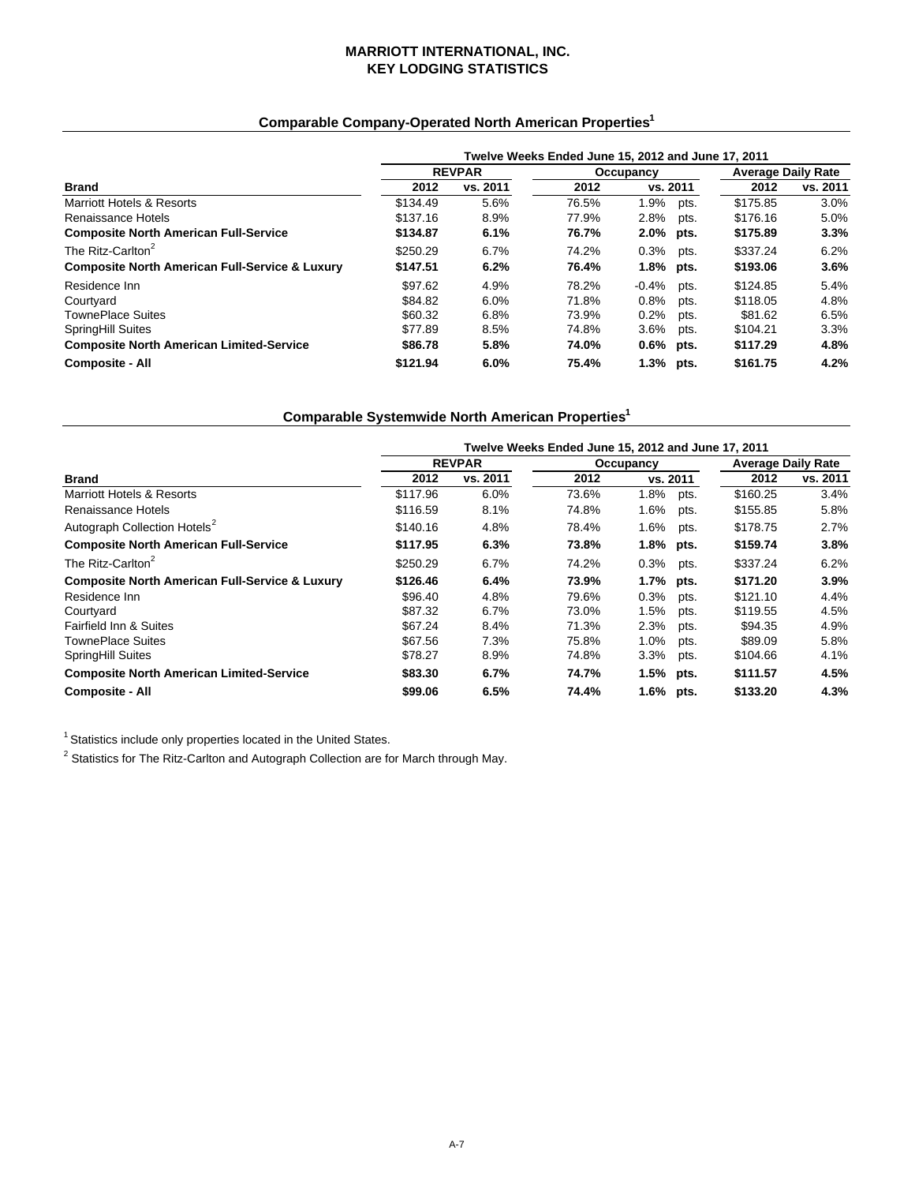# MARRIOTT INTERNATIONAL, INC.
# KEY LODGING STATISTICS

## Comparable Company-Operated North American Properties[1]

| | Twelve Weeks Ended June 15, 2012 and June 17, 2011 | | | | | |
|---|---|---|---|---|---|---|
| | REVPAR | | Occupancy | | Average Daily Rate | |
| **Brand** | **2012** | **vs. 2011** | **2012** | **vs. 2011** | **2012** | **vs. 2011** |
| Marriott Hotels & Resorts | $134.49 | 5.6% | 76.5% | 1.9% pts. | $175.85 | 3.0% |
| Renaissance Hotels | $137.16 | 8.9% | 77.9% | 2.8% pts. | $176.16 | 5.0% |
| **Composite North American Full-Service** | **$134.87** | **6.1%** | **76.7%** | **2.0% pts.** | **$175.89** | **3.3%** |
| The Ritz-Carlton[2] | $250.29 | 6.7% | 74.2% | 0.3% pts. | $337.24 | 6.2% |
| **Composite North American Full-Service & Luxury** | **$147.51** | **6.2%** | **76.4%** | **1.8% pts.** | **$193.06** | **3.6%** |
| Residence Inn | $97.62 | 4.9% | 78.2% | -0.4% pts. | $124.85 | 5.4% |
| Courtyard | $84.82 | 6.0% | 71.8% | 0.8% pts. | $118.05 | 4.8% |
| TownePlace Suites | $60.32 | 6.8% | 73.9% | 0.2% pts. | $81.62 | 6.5% |
| SpringHill Suites | $77.89 | 8.5% | 74.8% | 3.6% pts. | $104.21 | 3.3% |
| **Composite North American Limited-Service** | **$86.78** | **5.8%** | **74.0%** | **0.6% pts.** | **$117.29** | **4.8%** |
| **Composite - All** | **$121.94** | **6.0%** | **75.4%** | **1.3% pts.** | **$161.75** | **4.2%** |

## Comparable Systemwide North American Properties[1]

| | Twelve Weeks Ended June 15, 2012 and June 17, 2011 | | | | | |
|---|---|---|---|---|---|---|
| | REVPAR | | Occupancy | | Average Daily Rate | |
| **Brand** | **2012** | **vs. 2011** | **2012** | **vs. 2011** | **2012** | **vs. 2011** |
| Marriott Hotels & Resorts | $117.96 | 6.0% | 73.6% | 1.8% pts. | $160.25 | 3.4% |
| Renaissance Hotels | $116.59 | 8.1% | 74.8% | 1.6% pts. | $155.85 | 5.8% |
| Autograph Collection Hotels[2] | $140.16 | 4.8% | 78.4% | 1.6% pts. | $178.75 | 2.7% |
| **Composite North American Full-Service** | **$117.95** | **6.3%** | **73.8%** | **1.8% pts.** | **$159.74** | **3.8%** |
| The Ritz-Carlton[2] | $250.29 | 6.7% | 74.2% | 0.3% pts. | $337.24 | 6.2% |
| **Composite North American Full-Service & Luxury** | **$126.46** | **6.4%** | **73.9%** | **1.7% pts.** | **$171.20** | **3.9%** |
| Residence Inn | $96.40 | 4.8% | 79.6% | 0.3% pts. | $121.10 | 4.4% |
| Courtyard | $87.32 | 6.7% | 73.0% | 1.5% pts. | $119.55 | 4.5% |
| Fairfield Inn & Suites | $67.24 | 8.4% | 71.3% | 2.3% pts. | $94.35 | 4.9% |
| TownePlace Suites | $67.56 | 7.3% | 75.8% | 1.0% pts. | $89.09 | 5.8% |
| SpringHill Suites | $78.27 | 8.9% | 74.8% | 3.3% pts. | $104.66 | 4.1% |
| **Composite North American Limited-Service** | **$83.30** | **6.7%** | **74.7%** | **1.5% pts.** | **$111.57** | **4.5%** |
| **Composite - All** | **$99.06** | **6.5%** | **74.4%** | **1.6% pts.** | **$133.20** | **4.3%** |

[1] Statistics include only properties located in the United States.

[2] Statistics for The Ritz-Carlton and Autograph Collection are for March through May.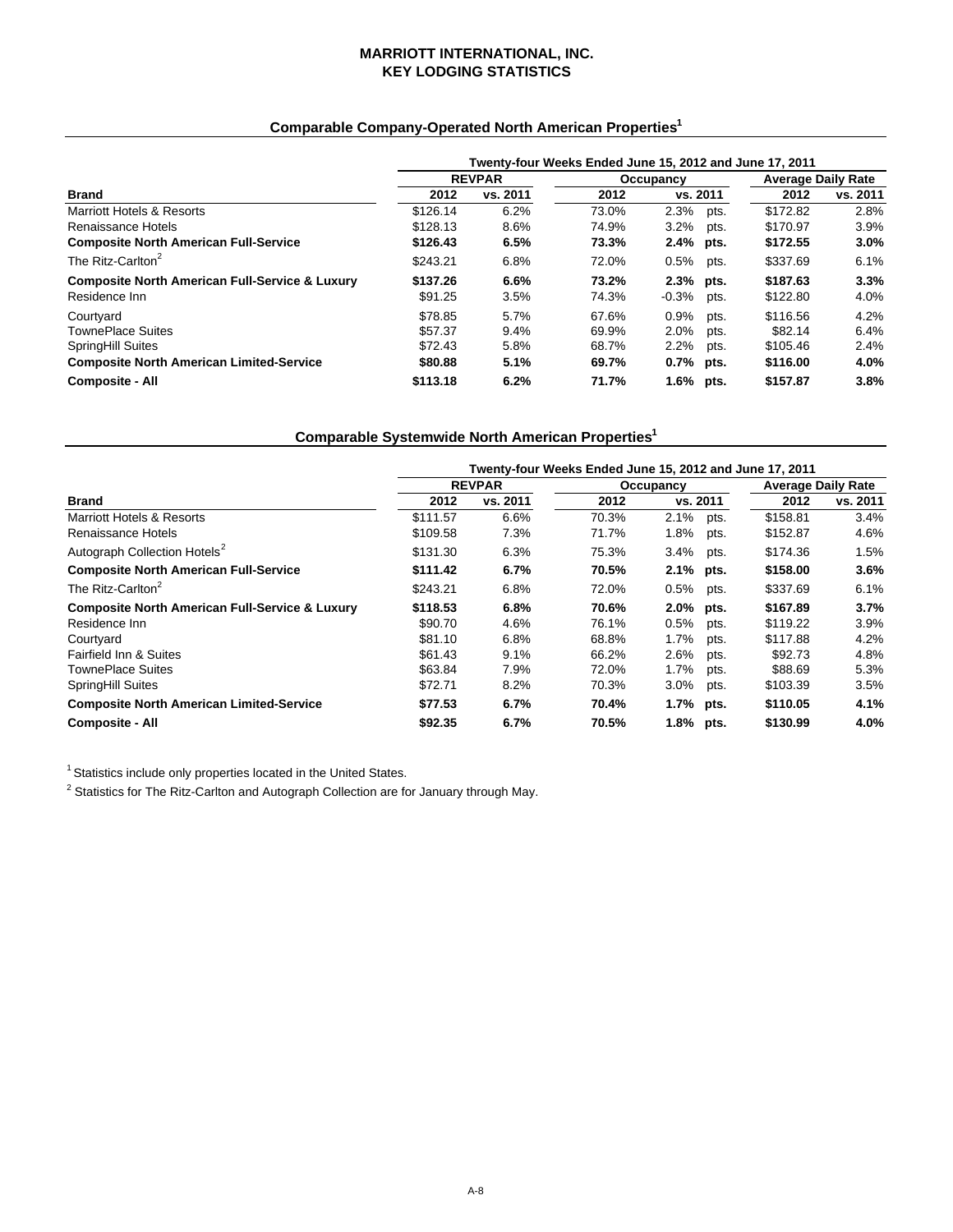# MARRIOTT INTERNATIONAL, INC.
# KEY LODGING STATISTICS

## Comparable Company-Operated North American Properties[1]

| | Twenty-four Weeks Ended June 15, 2012 and June 17, 2011 | | | | | |
|---|---|---|---|---|---|---|
| | REVPAR | | Occupancy | | Average Daily Rate | |
| **Brand** | **2012** | **vs. 2011** | **2012** | **vs. 2011** | **2012** | **vs. 2011** |
| Marriott Hotels & Resorts | $126.14 | 6.2% | 73.0% | 2.3% pts. | $172.82 | 2.8% |
| Renaissance Hotels | $128.13 | 8.6% | 74.9% | 3.2% pts. | $170.97 | 3.9% |
| **Composite North American Full-Service** | **$126.43** | **6.5%** | **73.3%** | **2.4% pts.** | **$172.55** | **3.0%** |
| The Ritz-Carlton[2] | $243.21 | 6.8% | 72.0% | 0.5% pts. | $337.69 | 6.1% |
| **Composite North American Full-Service & Luxury** | **$137.26** | **6.6%** | **73.2%** | **2.3% pts.** | **$187.63** | **3.3%** |
| Residence Inn | $91.25 | 3.5% | 74.3% | -0.3% pts. | $122.80 | 4.0% |
| Courtyard | $78.85 | 5.7% | 67.6% | 0.9% pts. | $116.56 | 4.2% |
| TownePlace Suites | $57.37 | 9.4% | 69.9% | 2.0% pts. | $82.14 | 6.4% |
| SpringHill Suites | $72.43 | 5.8% | 68.7% | 2.2% pts. | $105.46 | 2.4% |
| **Composite North American Limited-Service** | **$80.88** | **5.1%** | **69.7%** | **0.7% pts.** | **$116.00** | **4.0%** |
| **Composite - All** | **$113.18** | **6.2%** | **71.7%** | **1.6% pts.** | **$157.87** | **3.8%** |

## Comparable Systemwide North American Properties[1]

| | Twenty-four Weeks Ended June 15, 2012 and June 17, 2011 | | | | | |
|---|---|---|---|---|---|---|
| | REVPAR | | Occupancy | | Average Daily Rate | |
| **Brand** | **2012** | **vs. 2011** | **2012** | **vs. 2011** | **2012** | **vs. 2011** |
| Marriott Hotels & Resorts | $111.57 | 6.6% | 70.3% | 2.1% pts. | $158.81 | 3.4% |
| Renaissance Hotels | $109.58 | 7.3% | 71.7% | 1.8% pts. | $152.87 | 4.6% |
| Autograph Collection Hotels[2] | $131.30 | 6.3% | 75.3% | 3.4% pts. | $174.36 | 1.5% |
| **Composite North American Full-Service** | **$111.42** | **6.7%** | **70.5%** | **2.1% pts.** | **$158.00** | **3.6%** |
| The Ritz-Carlton[2] | $243.21 | 6.8% | 72.0% | 0.5% pts. | $337.69 | 6.1% |
| **Composite North American Full-Service & Luxury** | **$118.53** | **6.8%** | **70.6%** | **2.0% pts.** | **$167.89** | **3.7%** |
| Residence Inn | $90.70 | 4.6% | 76.1% | 0.5% pts. | $119.22 | 3.9% |
| Courtyard | $81.10 | 6.8% | 68.8% | 1.7% pts. | $117.88 | 4.2% |
| Fairfield Inn & Suites | $61.43 | 9.1% | 66.2% | 2.6% pts. | $92.73 | 4.8% |
| TownePlace Suites | $63.84 | 7.9% | 72.0% | 1.7% pts. | $88.69 | 5.3% |
| SpringHill Suites | $72.71 | 8.2% | 70.3% | 3.0% pts. | $103.39 | 3.5% |
| **Composite North American Limited-Service** | **$77.53** | **6.7%** | **70.4%** | **1.7% pts.** | **$110.05** | **4.1%** |
| **Composite - All** | **$92.35** | **6.7%** | **70.5%** | **1.8% pts.** | **$130.99** | **4.0%** |

[1] Statistics include only properties located in the United States.

[2] Statistics for The Ritz-Carlton and Autograph Collection are for January through May.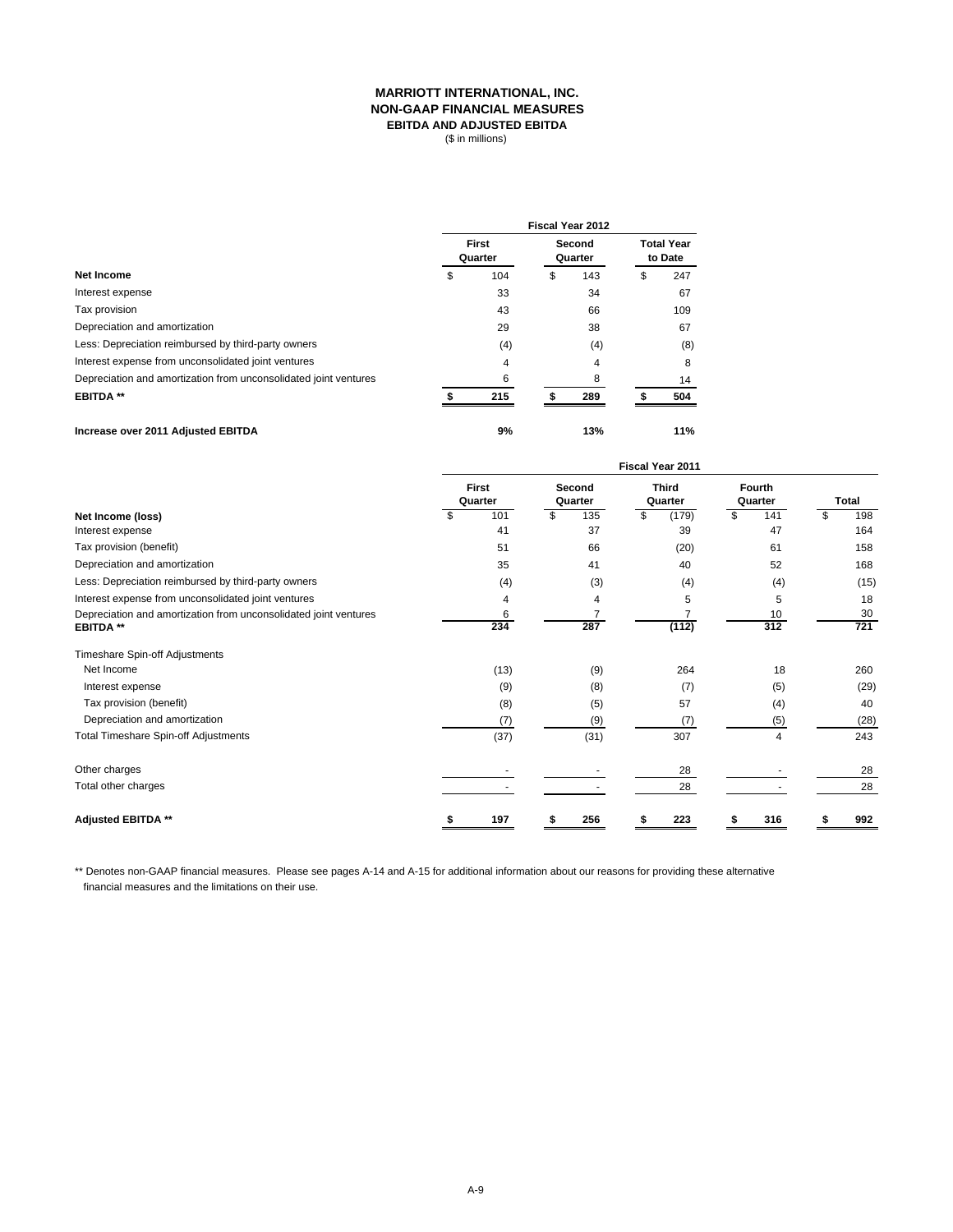# MARRIOTT INTERNATIONAL, INC.
## NON-GAAP FINANCIAL MEASURES
### EBITDA AND ADJUSTED EBITDA
($ in millions)

| | Fiscal Year 2012 | | |
|---|---|---|---|
| | First Quarter | Second Quarter | Total Year to Date |
| **Net Income** | $ 104 | $ 143 | $ 247 |
| Interest expense | 33 | 34 | 67 |
| Tax provision | 43 | 66 | 109 |
| Depreciation and amortization | 29 | 38 | 67 |
| Less: Depreciation reimbursed by third-party owners | (4) | (4) | (8) |
| Interest expense from unconsolidated joint ventures | 4 | 4 | 8 |
| Depreciation and amortization from unconsolidated joint ventures | 6 | 8 | 14 |
| **EBITDA \*\*** | **$ 215** | **$ 289** | **$ 504** |
| | | | |
| **Increase over 2011 Adjusted EBITDA** | **9%** | **13%** | **11%** |

| | Fiscal Year 2011 | | | | |
|---|---|---|---|---|---|
| | First Quarter | Second Quarter | Third Quarter | Fourth Quarter | Total |
| **Net Income (loss)** | $ 101 | $ 135 | $ (179) | $ 141 | $ 198 |
| Interest expense | 41 | 37 | 39 | 47 | 164 |
| Tax provision (benefit) | 51 | 66 | (20) | 61 | 158 |
| Depreciation and amortization | 35 | 41 | 40 | 52 | 168 |
| Less: Depreciation reimbursed by third-party owners | (4) | (3) | (4) | (4) | (15) |
| Interest expense from unconsolidated joint ventures | 4 | 4 | 5 | 5 | 18 |
| Depreciation and amortization from unconsolidated joint ventures | 6 | 7 | 7 | 10 | 30 |
| **EBITDA \*\*** | 234 | 287 | (112) | 312 | 721 |
| | | | | | |
| Timeshare Spin-off Adjustments | | | | | |
| Net Income | (13) | (9) | 264 | 18 | 260 |
| Interest expense | (9) | (8) | (7) | (5) | (29) |
| Tax provision (benefit) | (8) | (5) | 57 | (4) | 40 |
| Depreciation and amortization | (7) | (9) | (7) | (5) | (28) |
| Total Timeshare Spin-off Adjustments | (37) | (31) | 307 | 4 | 243 |
| | | | | | |
| Other charges | - | - | 28 | - | 28 |
| Total other charges | - | - | 28 | - | 28 |
| | | | | | |
| **Adjusted EBITDA \*\*** | **$ 197** | **$ 256** | **$ 223** | **$ 316** | **$ 992** |

\*\* Denotes non-GAAP financial measures. Please see pages A-14 and A-15 for additional information about our reasons for providing these alternative financial measures and the limitations on their use.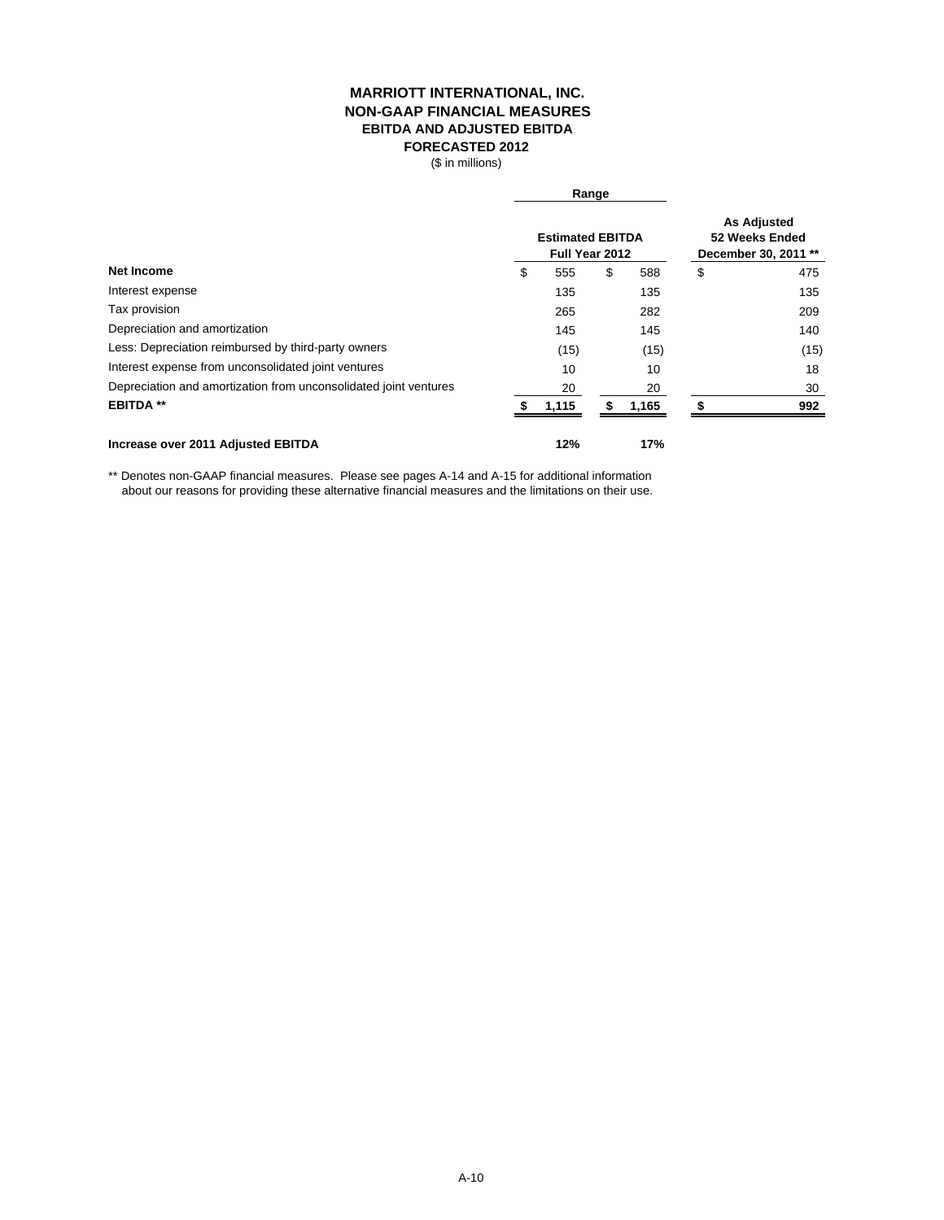# MARRIOTT INTERNATIONAL, INC.
## NON-GAAP FINANCIAL MEASURES
### EBITDA AND ADJUSTED EBITDA
### FORECASTED 2012

($ in millions)

| | Range | | |
|---|---|---|---|
| | **Estimated EBITDA Full Year 2012** | | **As Adjusted 52 Weeks Ended December 30, 2011 \*\*** |
| **Net Income** | $ 555 | $ 588 | $ 475 |
| Interest expense | 135 | 135 | 135 |
| Tax provision | 265 | 282 | 209 |
| Depreciation and amortization | 145 | 145 | 140 |
| Less: Depreciation reimbursed by third-party owners | (15) | (15) | (15) |
| Interest expense from unconsolidated joint ventures | 10 | 10 | 18 |
| Depreciation and amortization from unconsolidated joint ventures | 20 | 20 | 30 |
| **EBITDA \*\*** | **$ 1,115** | **$ 1,165** | **$ 992** |
| | | | |
| **Increase over 2011 Adjusted EBITDA** | **12%** | **17%** | |

** Denotes non-GAAP financial measures. Please see pages A-14 and A-15 for additional information about our reasons for providing these alternative financial measures and the limitations on their use.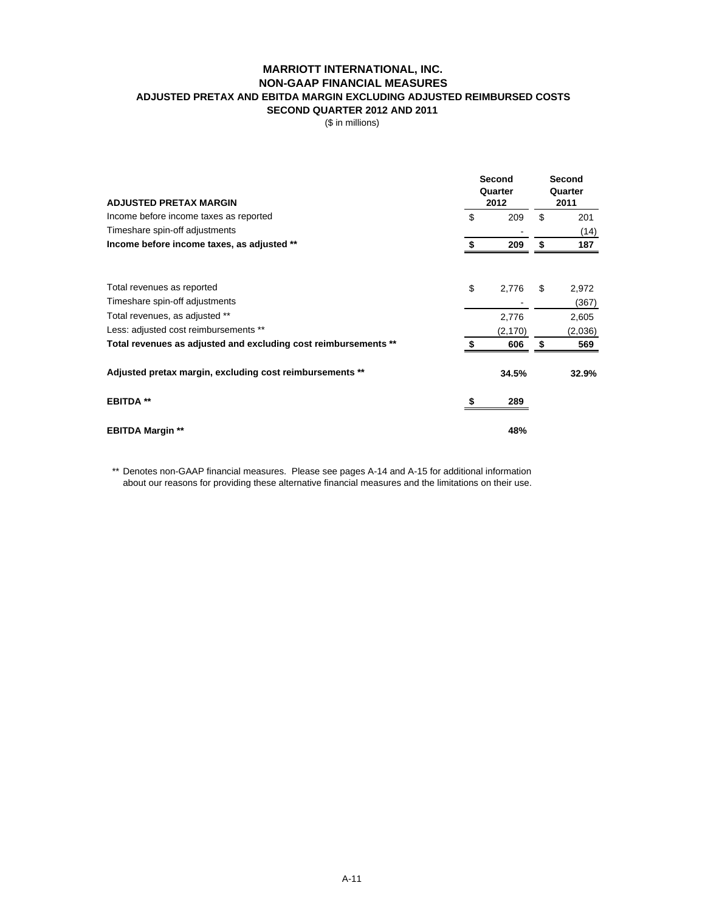# MARRIOTT INTERNATIONAL, INC.
## NON-GAAP FINANCIAL MEASURES
### ADJUSTED PRETAX AND EBITDA MARGIN EXCLUDING ADJUSTED REIMBURSED COSTS
### SECOND QUARTER 2012 AND 2011

($ in millions)

| ADJUSTED PRETAX MARGIN | Second Quarter 2012 | Second Quarter 2011 |
|---|---|---|
| Income before income taxes as reported | $ 209 | $ 201 |
| Timeshare spin-off adjustments | - | (14) |
| **Income before income taxes, as adjusted \*\*** | **$ 209** | **$ 187** |
| | | |
| Total revenues as reported | $ 2,776 | $ 2,972 |
| Timeshare spin-off adjustments | - | (367) |
| Total revenues, as adjusted ** | 2,776 | 2,605 |
| Less: adjusted cost reimbursements ** | (2,170) | (2,036) |
| **Total revenues as adjusted and excluding cost reimbursements \*\*** | **$ 606** | **$ 569** |
| | | |
| **Adjusted pretax margin, excluding cost reimbursements \*\*** | **34.5%** | **32.9%** |
| | | |
| **EBITDA \*\*** | **$ 289** | |
| | | |
| **EBITDA Margin \*\*** | **48%** | |

** Denotes non-GAAP financial measures. Please see pages A-14 and A-15 for additional information about our reasons for providing these alternative financial measures and the limitations on their use.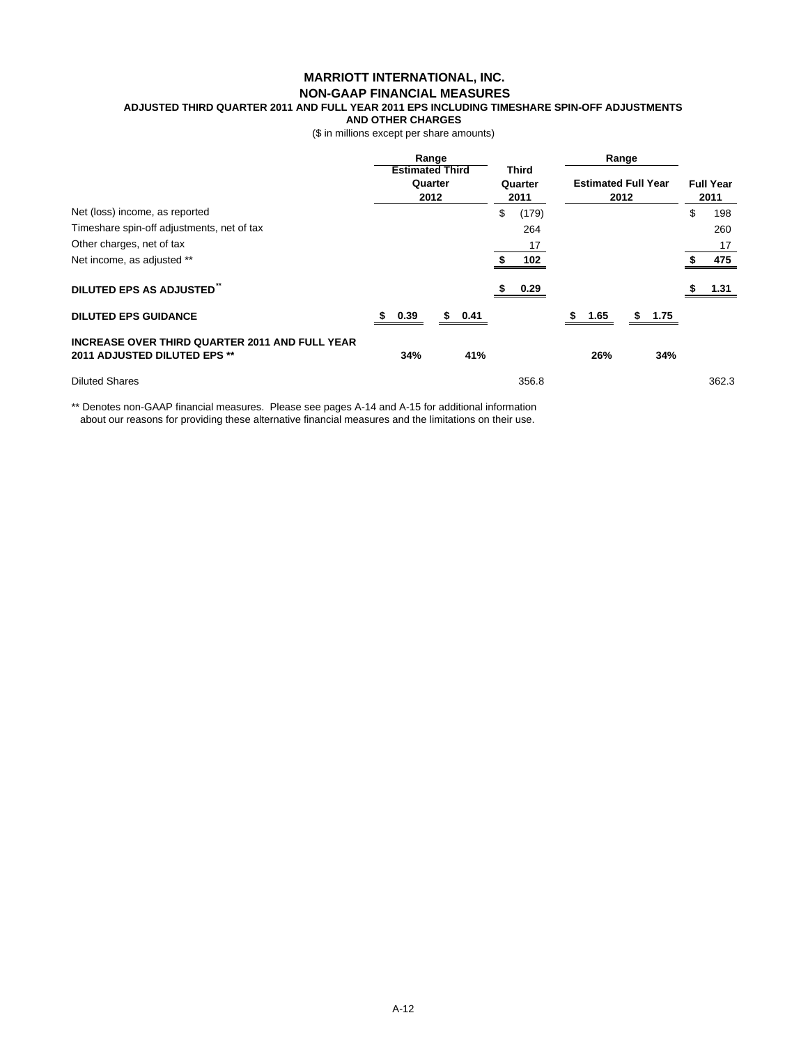# MARRIOTT INTERNATIONAL, INC.
## NON-GAAP FINANCIAL MEASURES
### ADJUSTED THIRD QUARTER 2011 AND FULL YEAR 2011 EPS INCLUDING TIMESHARE SPIN-OFF ADJUSTMENTS AND OTHER CHARGES

($ in millions except per share amounts)

| | Range Estimated Third Quarter 2012 | | Third Quarter 2011 | Range Estimated Full Year 2012 | | Full Year 2011 |
|---|---|---|---|---|---|---|
| Net (loss) income, as reported | | | $ (179) | | | $ 198 |
| Timeshare spin-off adjustments, net of tax | | | 264 | | | 260 |
| Other charges, net of tax | | | 17 | | | 17 |
| Net income, as adjusted ** | | | $ 102 | | | $ 475 |
| **DILUTED EPS AS ADJUSTED** ** | | | **$ 0.29** | | | **$ 1.31** |
| **DILUTED EPS GUIDANCE** | **$ 0.39** | **$ 0.41** | | **$ 1.65** | **$ 1.75** | |
| **INCREASE OVER THIRD QUARTER 2011 AND FULL YEAR 2011 ADJUSTED DILUTED EPS ** ** | **34%** | **41%** | | **26%** | **34%** | |
| Diluted Shares | | | 356.8 | | | 362.3 |

** Denotes non-GAAP financial measures. Please see pages A-14 and A-15 for additional information about our reasons for providing these alternative financial measures and the limitations on their use.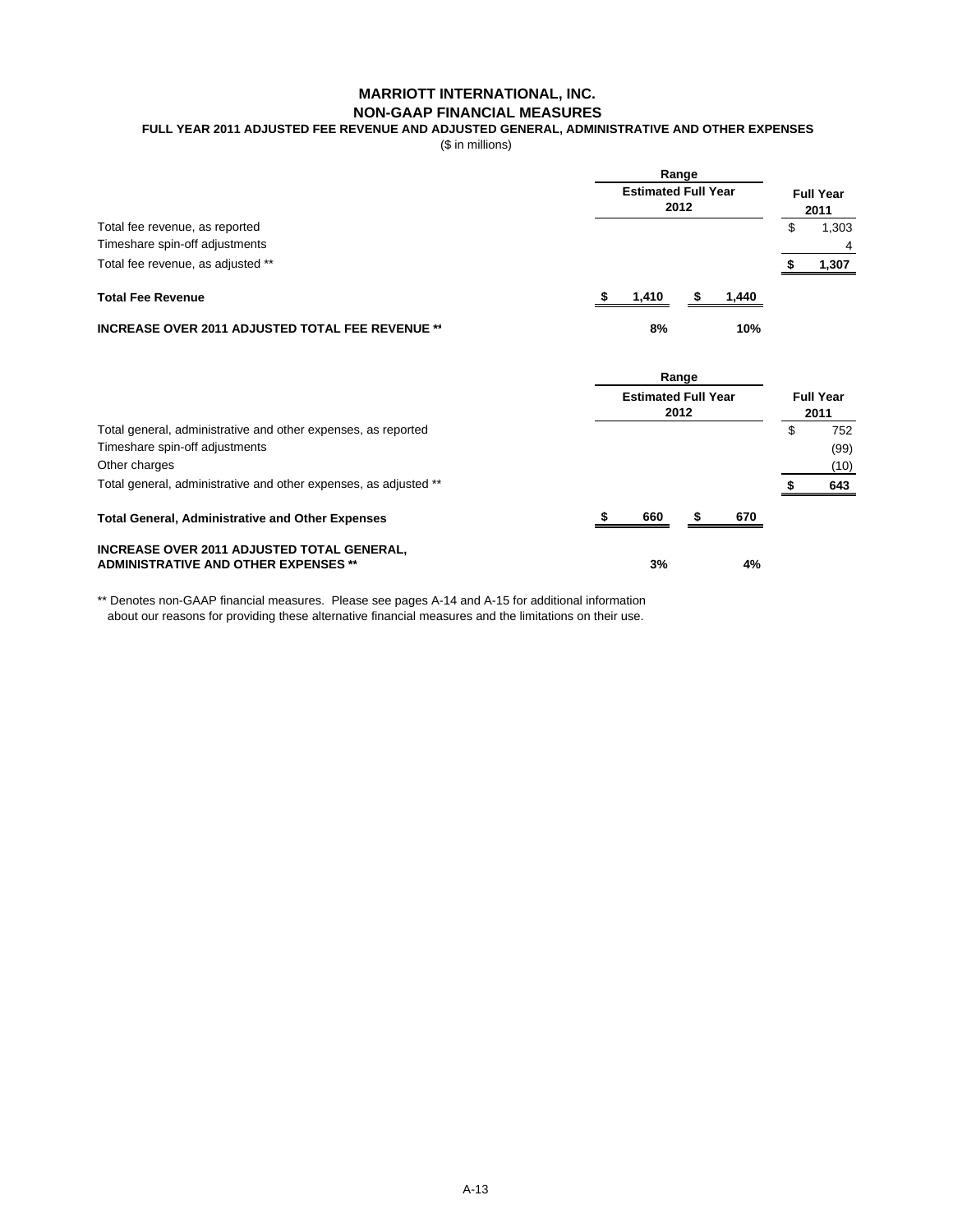# MARRIOTT INTERNATIONAL, INC.
## NON-GAAP FINANCIAL MEASURES
### FULL YEAR 2011 ADJUSTED FEE REVENUE AND ADJUSTED GENERAL, ADMINISTRATIVE AND OTHER EXPENSES

($ in millions)

| | Range Estimated Full Year 2012 | | Full Year 2011 |
|---|---|---|---|
| Total fee revenue, as reported | | | $ 1,303 |
| Timeshare spin-off adjustments | | | 4 |
| Total fee revenue, as adjusted ** | | | $ 1,307 |
| **Total Fee Revenue** | **$ 1,410** | **$ 1,440** | |
| **INCREASE OVER 2011 ADJUSTED TOTAL FEE REVENUE **** | **8%** | **10%** | |

| | Range Estimated Full Year 2012 | | Full Year 2011 |
|---|---|---|---|
| Total general, administrative and other expenses, as reported | | | $ 752 |
| Timeshare spin-off adjustments | | | (99) |
| Other charges | | | (10) |
| Total general, administrative and other expenses, as adjusted ** | | | $ 643 |
| **Total General, Administrative and Other Expenses** | **$ 660** | **$ 670** | |
| **INCREASE OVER 2011 ADJUSTED TOTAL GENERAL, ADMINISTRATIVE AND OTHER EXPENSES **** | **3%** | **4%** | |

** Denotes non-GAAP financial measures. Please see pages A-14 and A-15 for additional information about our reasons for providing these alternative financial measures and the limitations on their use.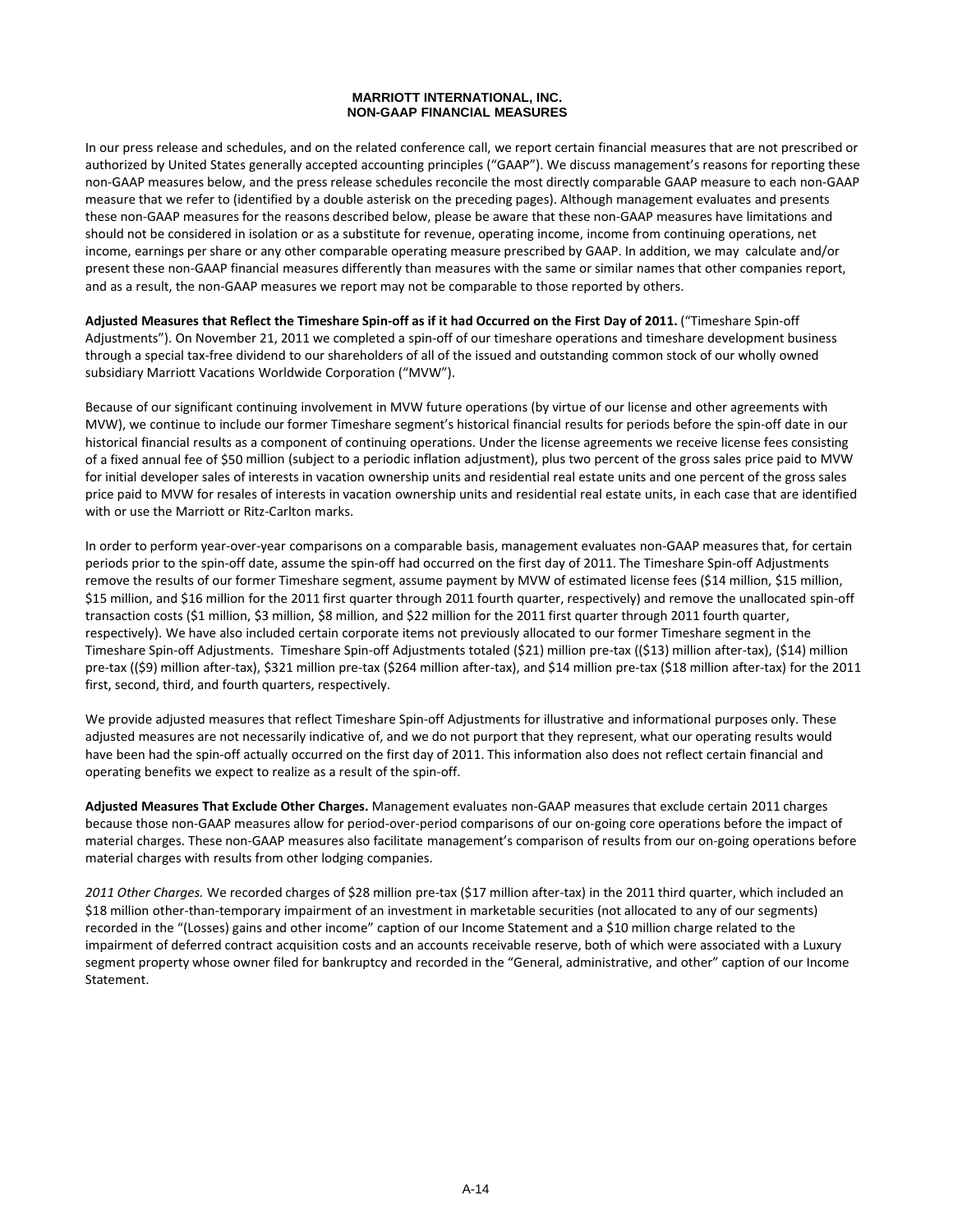# MARRIOTT INTERNATIONAL, INC.
## NON-GAAP FINANCIAL MEASURES

In our press release and schedules, and on the related conference call, we report certain financial measures that are not prescribed or authorized by United States generally accepted accounting principles ("GAAP"). We discuss management's reasons for reporting these non-GAAP measures below, and the press release schedules reconcile the most directly comparable GAAP measure to each non-GAAP measure that we refer to (identified by a double asterisk on the preceding pages). Although management evaluates and presents these non-GAAP measures for the reasons described below, please be aware that these non-GAAP measures have limitations and should not be considered in isolation or as a substitute for revenue, operating income, income from continuing operations, net income, earnings per share or any other comparable operating measure prescribed by GAAP. In addition, we may calculate and/or present these non-GAAP financial measures differently than measures with the same or similar names that other companies report, and as a result, the non-GAAP measures we report may not be comparable to those reported by others.

**Adjusted Measures that Reflect the Timeshare Spin-off as if it had Occurred on the First Day of 2011.** ("Timeshare Spin-off Adjustments"). On November 21, 2011 we completed a spin-off of our timeshare operations and timeshare development business through a special tax-free dividend to our shareholders of all of the issued and outstanding common stock of our wholly owned subsidiary Marriott Vacations Worldwide Corporation ("MVW").

Because of our significant continuing involvement in MVW future operations (by virtue of our license and other agreements with MVW), we continue to include our former Timeshare segment's historical financial results for periods before the spin-off date in our historical financial results as a component of continuing operations. Under the license agreements we receive license fees consisting of a fixed annual fee of $50 million (subject to a periodic inflation adjustment), plus two percent of the gross sales price paid to MVW for initial developer sales of interests in vacation ownership units and residential real estate units and one percent of the gross sales price paid to MVW for resales of interests in vacation ownership units and residential real estate units, in each case that are identified with or use the Marriott or Ritz-Carlton marks.

In order to perform year-over-year comparisons on a comparable basis, management evaluates non-GAAP measures that, for certain periods prior to the spin-off date, assume the spin-off had occurred on the first day of 2011. The Timeshare Spin-off Adjustments remove the results of our former Timeshare segment, assume payment by MVW of estimated license fees ($14 million, $15 million, $15 million, and $16 million for the 2011 first quarter through 2011 fourth quarter, respectively) and remove the unallocated spin-off transaction costs ($1 million, $3 million, $8 million, and $22 million for the 2011 first quarter through 2011 fourth quarter, respectively). We have also included certain corporate items not previously allocated to our former Timeshare segment in the Timeshare Spin-off Adjustments. Timeshare Spin-off Adjustments totaled ($21) million pre-tax (($13) million after-tax), ($14) million pre-tax (($9) million after-tax), $321 million pre-tax ($264 million after-tax), and $14 million pre-tax ($18 million after-tax) for the 2011 first, second, third, and fourth quarters, respectively.

We provide adjusted measures that reflect Timeshare Spin-off Adjustments for illustrative and informational purposes only. These adjusted measures are not necessarily indicative of, and we do not purport that they represent, what our operating results would have been had the spin-off actually occurred on the first day of 2011. This information also does not reflect certain financial and operating benefits we expect to realize as a result of the spin-off.

**Adjusted Measures That Exclude Other Charges.** Management evaluates non-GAAP measures that exclude certain 2011 charges because those non-GAAP measures allow for period-over-period comparisons of our on-going core operations before the impact of material charges. These non-GAAP measures also facilitate management's comparison of results from our on-going operations before material charges with results from other lodging companies.

*2011 Other Charges.* We recorded charges of $28 million pre-tax ($17 million after-tax) in the 2011 third quarter, which included an $18 million other-than-temporary impairment of an investment in marketable securities (not allocated to any of our segments) recorded in the "(Losses) gains and other income" caption of our Income Statement and a $10 million charge related to the impairment of deferred contract acquisition costs and an accounts receivable reserve, both of which were associated with a Luxury segment property whose owner filed for bankruptcy and recorded in the "General, administrative, and other" caption of our Income Statement.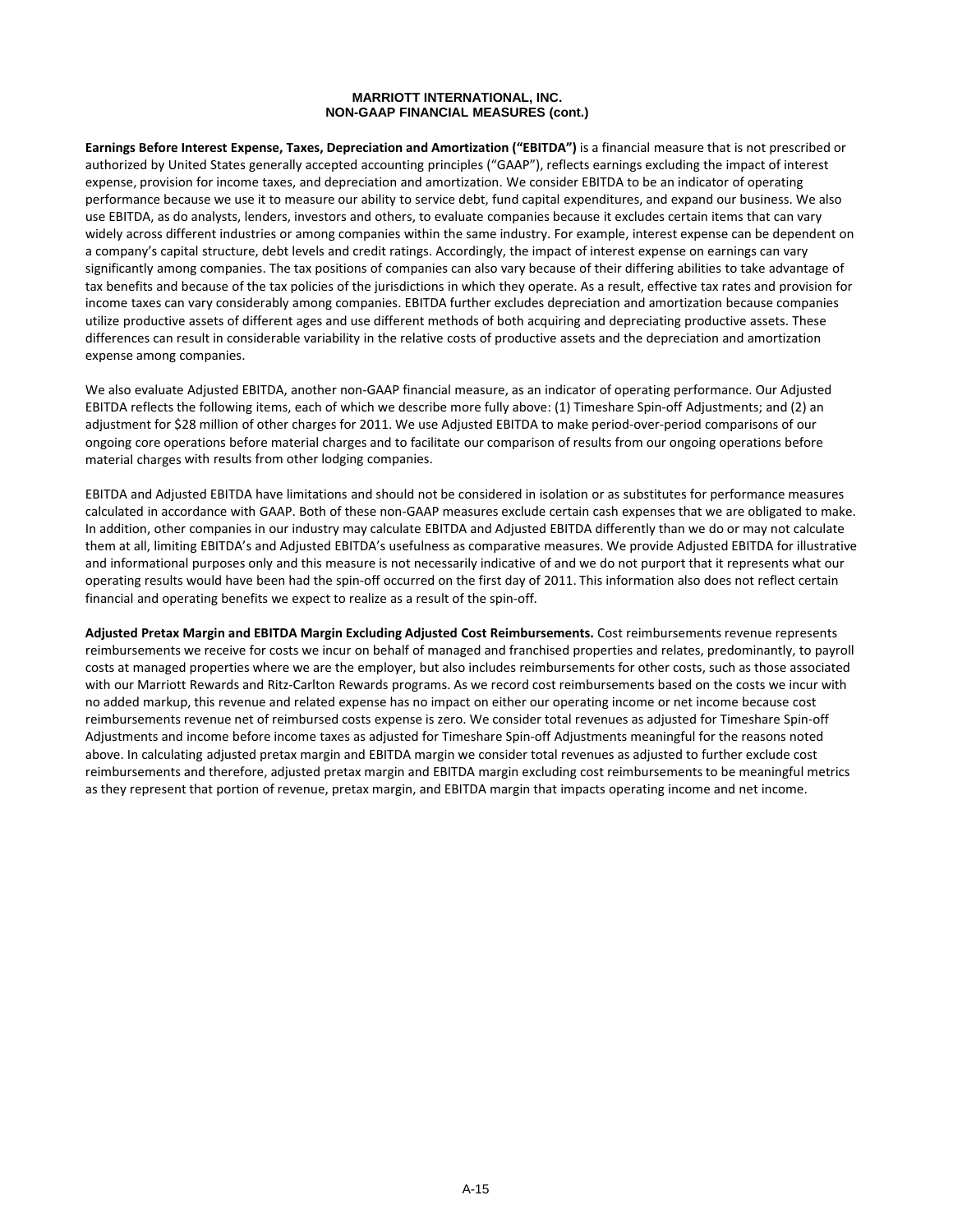**MARRIOTT INTERNATIONAL, INC.**
**NON-GAAP FINANCIAL MEASURES (cont.)**

**Earnings Before Interest Expense, Taxes, Depreciation and Amortization ("EBITDA")** is a financial measure that is not prescribed or authorized by United States generally accepted accounting principles ("GAAP"), reflects earnings excluding the impact of interest expense, provision for income taxes, and depreciation and amortization. We consider EBITDA to be an indicator of operating performance because we use it to measure our ability to service debt, fund capital expenditures, and expand our business. We also use EBITDA, as do analysts, lenders, investors and others, to evaluate companies because it excludes certain items that can vary widely across different industries or among companies within the same industry. For example, interest expense can be dependent on a company's capital structure, debt levels and credit ratings. Accordingly, the impact of interest expense on earnings can vary significantly among companies. The tax positions of companies can also vary because of their differing abilities to take advantage of tax benefits and because of the tax policies of the jurisdictions in which they operate. As a result, effective tax rates and provision for income taxes can vary considerably among companies. EBITDA further excludes depreciation and amortization because companies utilize productive assets of different ages and use different methods of both acquiring and depreciating productive assets. These differences can result in considerable variability in the relative costs of productive assets and the depreciation and amortization expense among companies.

We also evaluate Adjusted EBITDA, another non-GAAP financial measure, as an indicator of operating performance. Our Adjusted EBITDA reflects the following items, each of which we describe more fully above: (1) Timeshare Spin-off Adjustments; and (2) an adjustment for $28 million of other charges for 2011. We use Adjusted EBITDA to make period-over-period comparisons of our ongoing core operations before material charges and to facilitate our comparison of results from our ongoing operations before material charges with results from other lodging companies.

EBITDA and Adjusted EBITDA have limitations and should not be considered in isolation or as substitutes for performance measures calculated in accordance with GAAP. Both of these non-GAAP measures exclude certain cash expenses that we are obligated to make. In addition, other companies in our industry may calculate EBITDA and Adjusted EBITDA differently than we do or may not calculate them at all, limiting EBITDA's and Adjusted EBITDA's usefulness as comparative measures. We provide Adjusted EBITDA for illustrative and informational purposes only and this measure is not necessarily indicative of and we do not purport that it represents what our operating results would have been had the spin-off occurred on the first day of 2011. This information also does not reflect certain financial and operating benefits we expect to realize as a result of the spin-off.

**Adjusted Pretax Margin and EBITDA Margin Excluding Adjusted Cost Reimbursements.** Cost reimbursements revenue represents reimbursements we receive for costs we incur on behalf of managed and franchised properties and relates, predominantly, to payroll costs at managed properties where we are the employer, but also includes reimbursements for other costs, such as those associated with our Marriott Rewards and Ritz-Carlton Rewards programs. As we record cost reimbursements based on the costs we incur with no added markup, this revenue and related expense has no impact on either our operating income or net income because cost reimbursements revenue net of reimbursed costs expense is zero. We consider total revenues as adjusted for Timeshare Spin-off Adjustments and income before income taxes as adjusted for Timeshare Spin-off Adjustments meaningful for the reasons noted above. In calculating adjusted pretax margin and EBITDA margin we consider total revenues as adjusted to further exclude cost reimbursements and therefore, adjusted pretax margin and EBITDA margin excluding cost reimbursements to be meaningful metrics as they represent that portion of revenue, pretax margin, and EBITDA margin that impacts operating income and net income.